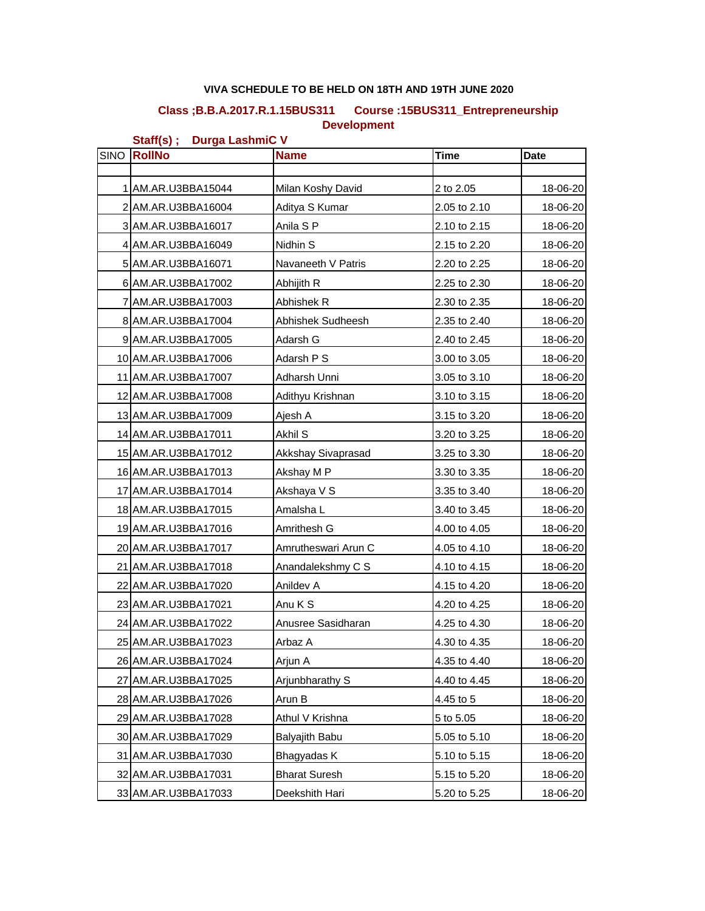**VIVA SCHEDULE TO BE HELD ON 18TH AND 19TH JUNE 2020**

**Class ;B.B.A.2017.R.1.15BUS311 Course :15BUS311_Entrepreneurship Development**

**Staff(s) ; Durga LashmiC V**

| SINO | RollNo | Name | Time | Date |
|---|---|---|---|---|
| | | | | |
| 1 | AM.AR.U3BBA15044 | Milan Koshy David | 2 to 2.05 | 18-06-20 |
| 2 | AM.AR.U3BBA16004 | Aditya S Kumar | 2.05 to 2.10 | 18-06-20 |
| 3 | AM.AR.U3BBA16017 | Anila S P | 2.10 to 2.15 | 18-06-20 |
| 4 | AM.AR.U3BBA16049 | Nidhin S | 2.15 to 2.20 | 18-06-20 |
| 5 | AM.AR.U3BBA16071 | Navaneeth V Patris | 2.20 to 2.25 | 18-06-20 |
| 6 | AM.AR.U3BBA17002 | Abhijith R | 2.25 to 2.30 | 18-06-20 |
| 7 | AM.AR.U3BBA17003 | Abhishek R | 2.30 to 2.35 | 18-06-20 |
| 8 | AM.AR.U3BBA17004 | Abhishek Sudheesh | 2.35 to 2.40 | 18-06-20 |
| 9 | AM.AR.U3BBA17005 | Adarsh G | 2.40 to 2.45 | 18-06-20 |
| 10 | AM.AR.U3BBA17006 | Adarsh P S | 3.00 to 3.05 | 18-06-20 |
| 11 | AM.AR.U3BBA17007 | Adharsh Unni | 3.05 to 3.10 | 18-06-20 |
| 12 | AM.AR.U3BBA17008 | Adithyu Krishnan | 3.10 to 3.15 | 18-06-20 |
| 13 | AM.AR.U3BBA17009 | Ajesh A | 3.15 to 3.20 | 18-06-20 |
| 14 | AM.AR.U3BBA17011 | Akhil S | 3.20 to 3.25 | 18-06-20 |
| 15 | AM.AR.U3BBA17012 | Akkshay Sivaprasad | 3.25 to 3.30 | 18-06-20 |
| 16 | AM.AR.U3BBA17013 | Akshay M P | 3.30 to 3.35 | 18-06-20 |
| 17 | AM.AR.U3BBA17014 | Akshaya V S | 3.35 to 3.40 | 18-06-20 |
| 18 | AM.AR.U3BBA17015 | Amalsha L | 3.40 to 3.45 | 18-06-20 |
| 19 | AM.AR.U3BBA17016 | Amrithesh G | 4.00 to 4.05 | 18-06-20 |
| 20 | AM.AR.U3BBA17017 | Amrutheswari Arun C | 4.05 to 4.10 | 18-06-20 |
| 21 | AM.AR.U3BBA17018 | Anandalekshmy C S | 4.10 to 4.15 | 18-06-20 |
| 22 | AM.AR.U3BBA17020 | Anildev A | 4.15 to 4.20 | 18-06-20 |
| 23 | AM.AR.U3BBA17021 | Anu K S | 4.20 to 4.25 | 18-06-20 |
| 24 | AM.AR.U3BBA17022 | Anusree Sasidharan | 4.25 to 4.30 | 18-06-20 |
| 25 | AM.AR.U3BBA17023 | Arbaz A | 4.30 to 4.35 | 18-06-20 |
| 26 | AM.AR.U3BBA17024 | Arjun A | 4.35 to 4.40 | 18-06-20 |
| 27 | AM.AR.U3BBA17025 | Arjunbharathy S | 4.40 to 4.45 | 18-06-20 |
| 28 | AM.AR.U3BBA17026 | Arun B | 4.45 to 5 | 18-06-20 |
| 29 | AM.AR.U3BBA17028 | Athul V Krishna | 5 to 5.05 | 18-06-20 |
| 30 | AM.AR.U3BBA17029 | Balyajith Babu | 5.05 to 5.10 | 18-06-20 |
| 31 | AM.AR.U3BBA17030 | Bhagyadas K | 5.10 to 5.15 | 18-06-20 |
| 32 | AM.AR.U3BBA17031 | Bharat Suresh | 5.15 to 5.20 | 18-06-20 |
| 33 | AM.AR.U3BBA17033 | Deekshith Hari | 5.20 to 5.25 | 18-06-20 |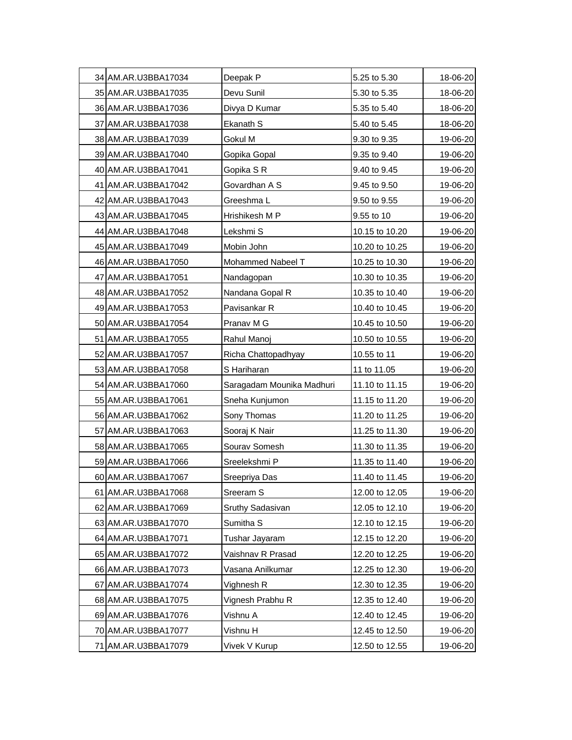| | | | | |
|---|---|---|---|---|
| 34 | AM.AR.U3BBA17034 | Deepak P | 5.25 to 5.30 | 18-06-20 |
| 35 | AM.AR.U3BBA17035 | Devu Sunil | 5.30 to 5.35 | 18-06-20 |
| 36 | AM.AR.U3BBA17036 | Divya D Kumar | 5.35 to 5.40 | 18-06-20 |
| 37 | AM.AR.U3BBA17038 | Ekanath S | 5.40 to 5.45 | 18-06-20 |
| 38 | AM.AR.U3BBA17039 | Gokul M | 9.30 to 9.35 | 19-06-20 |
| 39 | AM.AR.U3BBA17040 | Gopika Gopal | 9.35 to 9.40 | 19-06-20 |
| 40 | AM.AR.U3BBA17041 | Gopika S R | 9.40 to 9.45 | 19-06-20 |
| 41 | AM.AR.U3BBA17042 | Govardhan A S | 9.45 to 9.50 | 19-06-20 |
| 42 | AM.AR.U3BBA17043 | Greeshma L | 9.50 to 9.55 | 19-06-20 |
| 43 | AM.AR.U3BBA17045 | Hrishikesh M P | 9.55 to 10 | 19-06-20 |
| 44 | AM.AR.U3BBA17048 | Lekshmi S | 10.15 to 10.20 | 19-06-20 |
| 45 | AM.AR.U3BBA17049 | Mobin John | 10.20 to 10.25 | 19-06-20 |
| 46 | AM.AR.U3BBA17050 | Mohammed Nabeel T | 10.25 to 10.30 | 19-06-20 |
| 47 | AM.AR.U3BBA17051 | Nandagopan | 10.30 to 10.35 | 19-06-20 |
| 48 | AM.AR.U3BBA17052 | Nandana Gopal R | 10.35 to 10.40 | 19-06-20 |
| 49 | AM.AR.U3BBA17053 | Pavisankar R | 10.40 to 10.45 | 19-06-20 |
| 50 | AM.AR.U3BBA17054 | Pranav M G | 10.45 to 10.50 | 19-06-20 |
| 51 | AM.AR.U3BBA17055 | Rahul Manoj | 10.50 to 10.55 | 19-06-20 |
| 52 | AM.AR.U3BBA17057 | Richa Chattopadhyay | 10.55 to 11 | 19-06-20 |
| 53 | AM.AR.U3BBA17058 | S Hariharan | 11 to 11.05 | 19-06-20 |
| 54 | AM.AR.U3BBA17060 | Saragadam Mounika Madhuri | 11.10 to 11.15 | 19-06-20 |
| 55 | AM.AR.U3BBA17061 | Sneha Kunjumon | 11.15 to 11.20 | 19-06-20 |
| 56 | AM.AR.U3BBA17062 | Sony Thomas | 11.20 to 11.25 | 19-06-20 |
| 57 | AM.AR.U3BBA17063 | Sooraj K Nair | 11.25 to 11.30 | 19-06-20 |
| 58 | AM.AR.U3BBA17065 | Sourav Somesh | 11.30 to 11.35 | 19-06-20 |
| 59 | AM.AR.U3BBA17066 | Sreelekshmi P | 11.35 to 11.40 | 19-06-20 |
| 60 | AM.AR.U3BBA17067 | Sreepriya Das | 11.40 to 11.45 | 19-06-20 |
| 61 | AM.AR.U3BBA17068 | Sreeram S | 12.00 to 12.05 | 19-06-20 |
| 62 | AM.AR.U3BBA17069 | Sruthy Sadasivan | 12.05 to 12.10 | 19-06-20 |
| 63 | AM.AR.U3BBA17070 | Sumitha S | 12.10 to 12.15 | 19-06-20 |
| 64 | AM.AR.U3BBA17071 | Tushar Jayaram | 12.15 to 12.20 | 19-06-20 |
| 65 | AM.AR.U3BBA17072 | Vaishnav R Prasad | 12.20 to 12.25 | 19-06-20 |
| 66 | AM.AR.U3BBA17073 | Vasana Anilkumar | 12.25 to 12.30 | 19-06-20 |
| 67 | AM.AR.U3BBA17074 | Vighnesh R | 12.30 to 12.35 | 19-06-20 |
| 68 | AM.AR.U3BBA17075 | Vignesh Prabhu R | 12.35 to 12.40 | 19-06-20 |
| 69 | AM.AR.U3BBA17076 | Vishnu A | 12.40 to 12.45 | 19-06-20 |
| 70 | AM.AR.U3BBA17077 | Vishnu H | 12.45 to 12.50 | 19-06-20 |
| 71 | AM.AR.U3BBA17079 | Vivek V Kurup | 12.50 to 12.55 | 19-06-20 |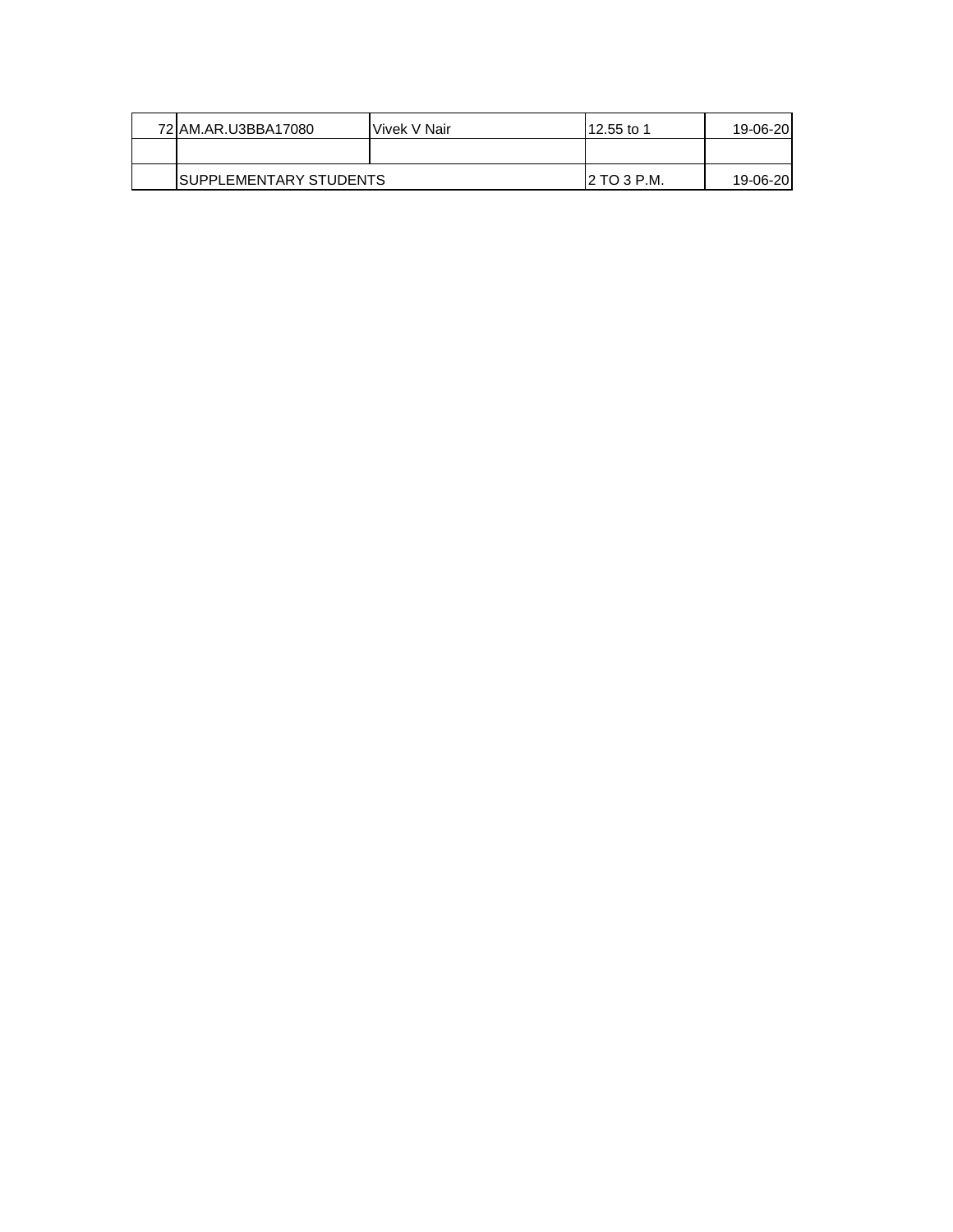| 72 | AM.AR.U3BBA17080 | Vivek V Nair | 12.55 to 1 | 19-06-20 |
|---|---|---|---|---|
| | | | | |
| | SUPPLEMENTARY STUDENTS | | 2 TO 3 P.M. | 19-06-20 |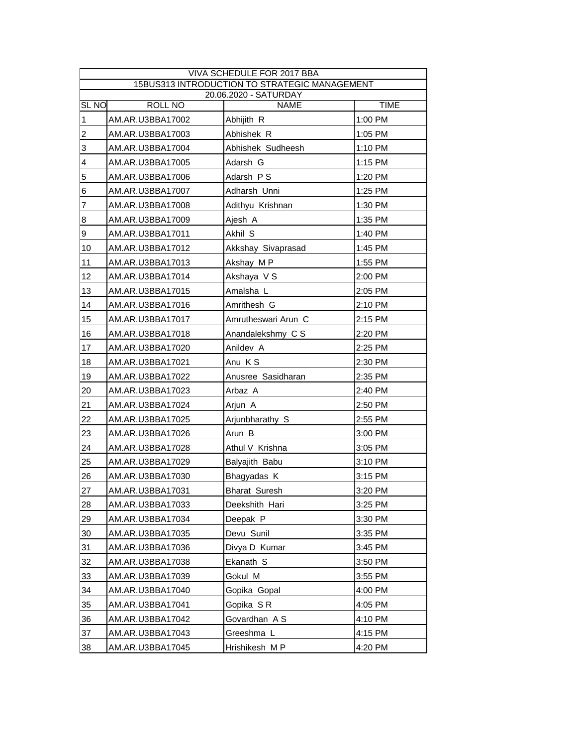| VIVA SCHEDULE FOR 2017 BBA | | | |
|---|---|---|---|
| 15BUS313 INTRODUCTION TO STRATEGIC MANAGEMENT | | | |
| 20.06.2020 - SATURDAY | | | |
| SL NO | ROLL NO | NAME | TIME |
| 1 | AM.AR.U3BBA17002 | Abhijith R | 1:00 PM |
| 2 | AM.AR.U3BBA17003 | Abhishek R | 1:05 PM |
| 3 | AM.AR.U3BBA17004 | Abhishek Sudheesh | 1:10 PM |
| 4 | AM.AR.U3BBA17005 | Adarsh G | 1:15 PM |
| 5 | AM.AR.U3BBA17006 | Adarsh P S | 1:20 PM |
| 6 | AM.AR.U3BBA17007 | Adharsh Unni | 1:25 PM |
| 7 | AM.AR.U3BBA17008 | Adithyu Krishnan | 1:30 PM |
| 8 | AM.AR.U3BBA17009 | Ajesh A | 1:35 PM |
| 9 | AM.AR.U3BBA17011 | Akhil S | 1:40 PM |
| 10 | AM.AR.U3BBA17012 | Akkshay Sivaprasad | 1:45 PM |
| 11 | AM.AR.U3BBA17013 | Akshay M P | 1:55 PM |
| 12 | AM.AR.U3BBA17014 | Akshaya V S | 2:00 PM |
| 13 | AM.AR.U3BBA17015 | Amalsha L | 2:05 PM |
| 14 | AM.AR.U3BBA17016 | Amrithesh G | 2:10 PM |
| 15 | AM.AR.U3BBA17017 | Amrutheswari Arun C | 2:15 PM |
| 16 | AM.AR.U3BBA17018 | Anandalekshmy C S | 2:20 PM |
| 17 | AM.AR.U3BBA17020 | Anildev A | 2:25 PM |
| 18 | AM.AR.U3BBA17021 | Anu K S | 2:30 PM |
| 19 | AM.AR.U3BBA17022 | Anusree Sasidharan | 2:35 PM |
| 20 | AM.AR.U3BBA17023 | Arbaz A | 2:40 PM |
| 21 | AM.AR.U3BBA17024 | Arjun A | 2:50 PM |
| 22 | AM.AR.U3BBA17025 | Arjunbharathy S | 2:55 PM |
| 23 | AM.AR.U3BBA17026 | Arun B | 3:00 PM |
| 24 | AM.AR.U3BBA17028 | Athul V Krishna | 3:05 PM |
| 25 | AM.AR.U3BBA17029 | Balyajith Babu | 3:10 PM |
| 26 | AM.AR.U3BBA17030 | Bhagyadas K | 3:15 PM |
| 27 | AM.AR.U3BBA17031 | Bharat Suresh | 3:20 PM |
| 28 | AM.AR.U3BBA17033 | Deekshith Hari | 3:25 PM |
| 29 | AM.AR.U3BBA17034 | Deepak P | 3:30 PM |
| 30 | AM.AR.U3BBA17035 | Devu Sunil | 3:35 PM |
| 31 | AM.AR.U3BBA17036 | Divya D Kumar | 3:45 PM |
| 32 | AM.AR.U3BBA17038 | Ekanath S | 3:50 PM |
| 33 | AM.AR.U3BBA17039 | Gokul M | 3:55 PM |
| 34 | AM.AR.U3BBA17040 | Gopika Gopal | 4:00 PM |
| 35 | AM.AR.U3BBA17041 | Gopika S R | 4:05 PM |
| 36 | AM.AR.U3BBA17042 | Govardhan A S | 4:10 PM |
| 37 | AM.AR.U3BBA17043 | Greeshma L | 4:15 PM |
| 38 | AM.AR.U3BBA17045 | Hrishikesh M P | 4:20 PM |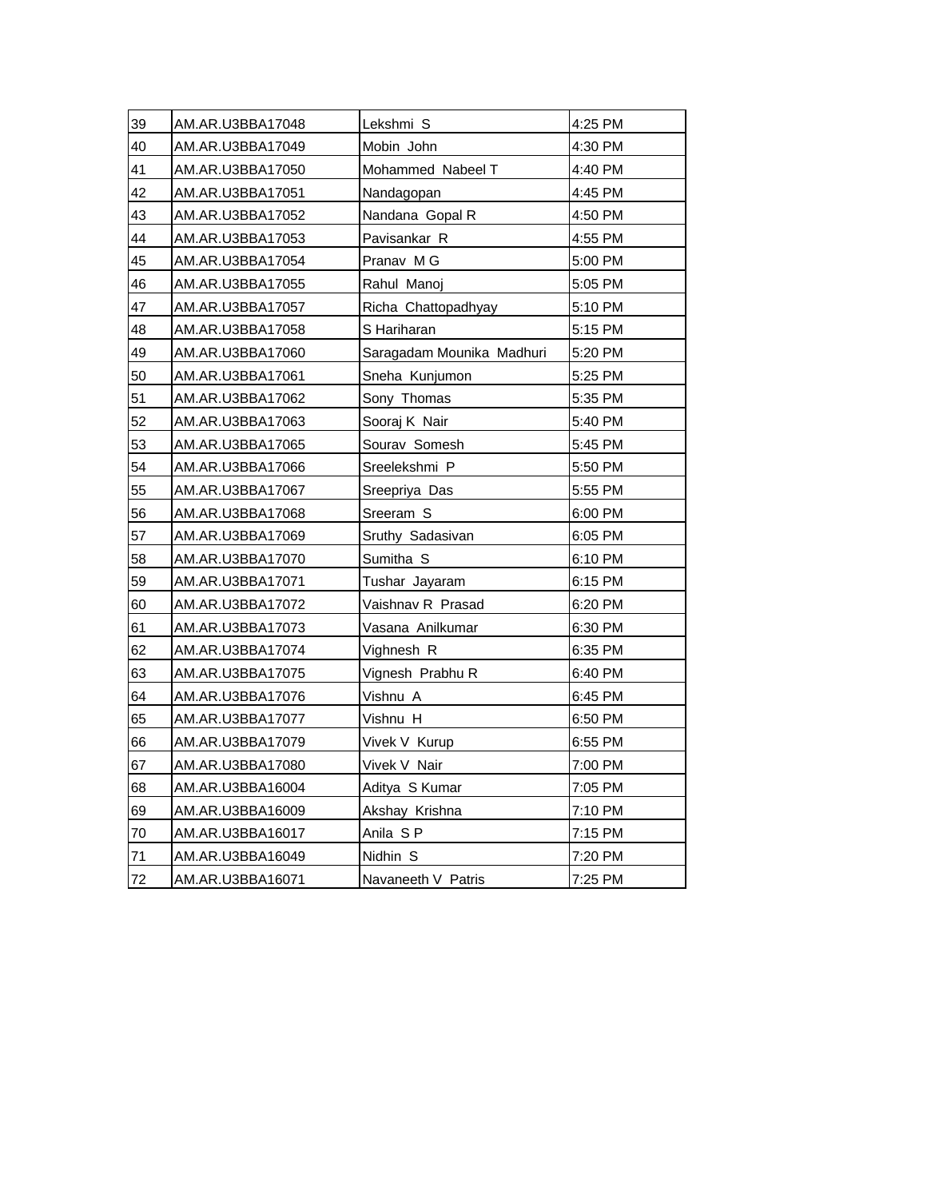| 39 | AM.AR.U3BBA17048 | Lekshmi S | 4:25 PM |
|---|---|---|---|
| 40 | AM.AR.U3BBA17049 | Mobin John | 4:30 PM |
| 41 | AM.AR.U3BBA17050 | Mohammed Nabeel T | 4:40 PM |
| 42 | AM.AR.U3BBA17051 | Nandagopan | 4:45 PM |
| 43 | AM.AR.U3BBA17052 | Nandana Gopal R | 4:50 PM |
| 44 | AM.AR.U3BBA17053 | Pavisankar R | 4:55 PM |
| 45 | AM.AR.U3BBA17054 | Pranav M G | 5:00 PM |
| 46 | AM.AR.U3BBA17055 | Rahul Manoj | 5:05 PM |
| 47 | AM.AR.U3BBA17057 | Richa Chattopadhyay | 5:10 PM |
| 48 | AM.AR.U3BBA17058 | S Hariharan | 5:15 PM |
| 49 | AM.AR.U3BBA17060 | Saragadam Mounika Madhuri | 5:20 PM |
| 50 | AM.AR.U3BBA17061 | Sneha Kunjumon | 5:25 PM |
| 51 | AM.AR.U3BBA17062 | Sony Thomas | 5:35 PM |
| 52 | AM.AR.U3BBA17063 | Sooraj K Nair | 5:40 PM |
| 53 | AM.AR.U3BBA17065 | Sourav Somesh | 5:45 PM |
| 54 | AM.AR.U3BBA17066 | Sreelekshmi P | 5:50 PM |
| 55 | AM.AR.U3BBA17067 | Sreepriya Das | 5:55 PM |
| 56 | AM.AR.U3BBA17068 | Sreeram S | 6:00 PM |
| 57 | AM.AR.U3BBA17069 | Sruthy Sadasivan | 6:05 PM |
| 58 | AM.AR.U3BBA17070 | Sumitha S | 6:10 PM |
| 59 | AM.AR.U3BBA17071 | Tushar Jayaram | 6:15 PM |
| 60 | AM.AR.U3BBA17072 | Vaishnav R Prasad | 6:20 PM |
| 61 | AM.AR.U3BBA17073 | Vasana Anilkumar | 6:30 PM |
| 62 | AM.AR.U3BBA17074 | Vighnesh R | 6:35 PM |
| 63 | AM.AR.U3BBA17075 | Vignesh Prabhu R | 6:40 PM |
| 64 | AM.AR.U3BBA17076 | Vishnu A | 6:45 PM |
| 65 | AM.AR.U3BBA17077 | Vishnu H | 6:50 PM |
| 66 | AM.AR.U3BBA17079 | Vivek V Kurup | 6:55 PM |
| 67 | AM.AR.U3BBA17080 | Vivek V Nair | 7:00 PM |
| 68 | AM.AR.U3BBA16004 | Aditya S Kumar | 7:05 PM |
| 69 | AM.AR.U3BBA16009 | Akshay Krishna | 7:10 PM |
| 70 | AM.AR.U3BBA16017 | Anila S P | 7:15 PM |
| 71 | AM.AR.U3BBA16049 | Nidhin S | 7:20 PM |
| 72 | AM.AR.U3BBA16071 | Navaneeth V Patris | 7:25 PM |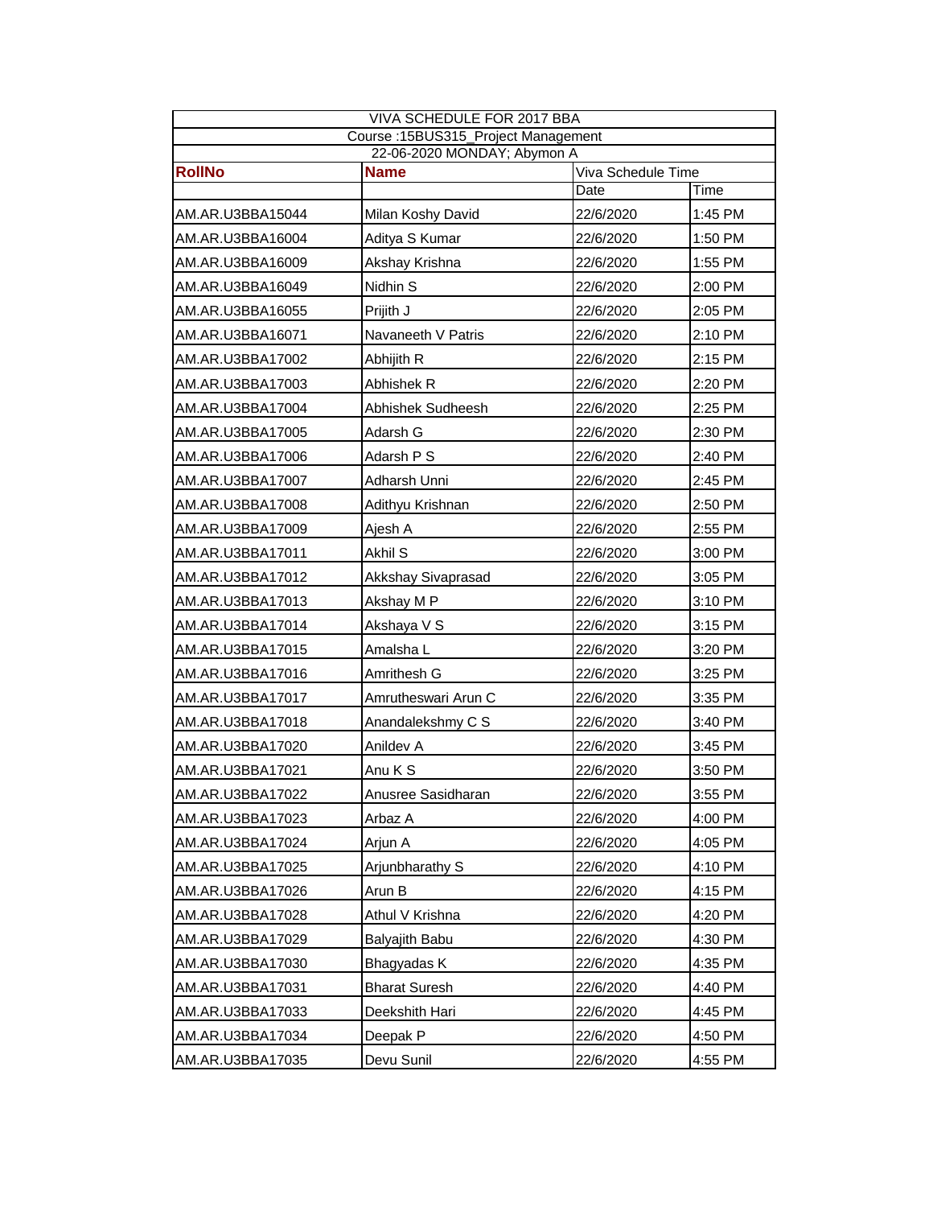| VIVA SCHEDULE FOR 2017 BBA | | | |
|---|---|---|---|
| Course :15BUS315_Project Management | | | |
| 22-06-2020 MONDAY; Abymon A | | | |
| **RollNo** | **Name** | Viva Schedule Time | |
| | | Date | Time |
| AM.AR.U3BBA15044 | Milan Koshy David | 22/6/2020 | 1:45 PM |
| AM.AR.U3BBA16004 | Aditya S Kumar | 22/6/2020 | 1:50 PM |
| AM.AR.U3BBA16009 | Akshay Krishna | 22/6/2020 | 1:55 PM |
| AM.AR.U3BBA16049 | Nidhin S | 22/6/2020 | 2:00 PM |
| AM.AR.U3BBA16055 | Prijith J | 22/6/2020 | 2:05 PM |
| AM.AR.U3BBA16071 | Navaneeth V Patris | 22/6/2020 | 2:10 PM |
| AM.AR.U3BBA17002 | Abhijith R | 22/6/2020 | 2:15 PM |
| AM.AR.U3BBA17003 | Abhishek R | 22/6/2020 | 2:20 PM |
| AM.AR.U3BBA17004 | Abhishek Sudheesh | 22/6/2020 | 2:25 PM |
| AM.AR.U3BBA17005 | Adarsh G | 22/6/2020 | 2:30 PM |
| AM.AR.U3BBA17006 | Adarsh P S | 22/6/2020 | 2:40 PM |
| AM.AR.U3BBA17007 | Adharsh Unni | 22/6/2020 | 2:45 PM |
| AM.AR.U3BBA17008 | Adithyu Krishnan | 22/6/2020 | 2:50 PM |
| AM.AR.U3BBA17009 | Ajesh A | 22/6/2020 | 2:55 PM |
| AM.AR.U3BBA17011 | Akhil S | 22/6/2020 | 3:00 PM |
| AM.AR.U3BBA17012 | Akkshay Sivaprasad | 22/6/2020 | 3:05 PM |
| AM.AR.U3BBA17013 | Akshay M P | 22/6/2020 | 3:10 PM |
| AM.AR.U3BBA17014 | Akshaya V S | 22/6/2020 | 3:15 PM |
| AM.AR.U3BBA17015 | Amalsha L | 22/6/2020 | 3:20 PM |
| AM.AR.U3BBA17016 | Amrithesh G | 22/6/2020 | 3:25 PM |
| AM.AR.U3BBA17017 | Amrutheswari Arun C | 22/6/2020 | 3:35 PM |
| AM.AR.U3BBA17018 | Anandalekshmy C S | 22/6/2020 | 3:40 PM |
| AM.AR.U3BBA17020 | Anildev A | 22/6/2020 | 3:45 PM |
| AM.AR.U3BBA17021 | Anu K S | 22/6/2020 | 3:50 PM |
| AM.AR.U3BBA17022 | Anusree Sasidharan | 22/6/2020 | 3:55 PM |
| AM.AR.U3BBA17023 | Arbaz A | 22/6/2020 | 4:00 PM |
| AM.AR.U3BBA17024 | Arjun A | 22/6/2020 | 4:05 PM |
| AM.AR.U3BBA17025 | Arjunbharathy S | 22/6/2020 | 4:10 PM |
| AM.AR.U3BBA17026 | Arun B | 22/6/2020 | 4:15 PM |
| AM.AR.U3BBA17028 | Athul V Krishna | 22/6/2020 | 4:20 PM |
| AM.AR.U3BBA17029 | Balyajith Babu | 22/6/2020 | 4:30 PM |
| AM.AR.U3BBA17030 | Bhagyadas K | 22/6/2020 | 4:35 PM |
| AM.AR.U3BBA17031 | Bharat Suresh | 22/6/2020 | 4:40 PM |
| AM.AR.U3BBA17033 | Deekshith Hari | 22/6/2020 | 4:45 PM |
| AM.AR.U3BBA17034 | Deepak P | 22/6/2020 | 4:50 PM |
| AM.AR.U3BBA17035 | Devu Sunil | 22/6/2020 | 4:55 PM |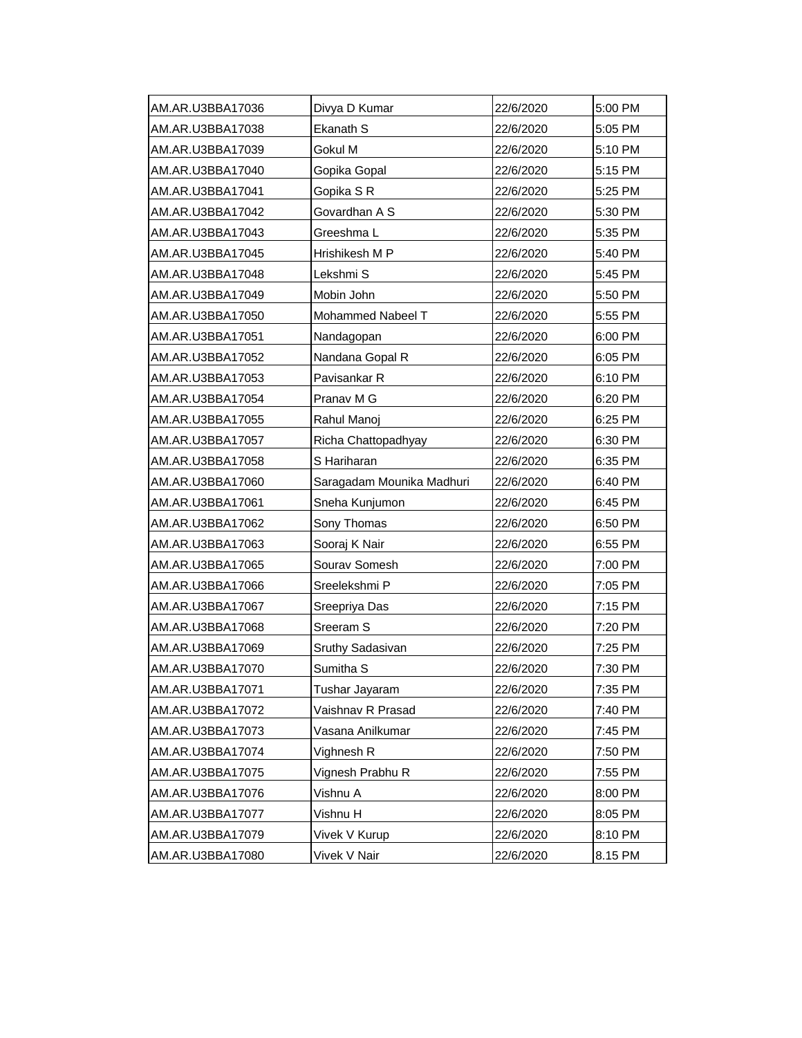| AM.AR.U3BBA17036 | Divya D Kumar | 22/6/2020 | 5:00 PM |
|---|---|---|---|
| AM.AR.U3BBA17038 | Ekanath S | 22/6/2020 | 5:05 PM |
| AM.AR.U3BBA17039 | Gokul M | 22/6/2020 | 5:10 PM |
| AM.AR.U3BBA17040 | Gopika Gopal | 22/6/2020 | 5:15 PM |
| AM.AR.U3BBA17041 | Gopika S R | 22/6/2020 | 5:25 PM |
| AM.AR.U3BBA17042 | Govardhan A S | 22/6/2020 | 5:30 PM |
| AM.AR.U3BBA17043 | Greeshma L | 22/6/2020 | 5:35 PM |
| AM.AR.U3BBA17045 | Hrishikesh M P | 22/6/2020 | 5:40 PM |
| AM.AR.U3BBA17048 | Lekshmi S | 22/6/2020 | 5:45 PM |
| AM.AR.U3BBA17049 | Mobin John | 22/6/2020 | 5:50 PM |
| AM.AR.U3BBA17050 | Mohammed Nabeel T | 22/6/2020 | 5:55 PM |
| AM.AR.U3BBA17051 | Nandagopan | 22/6/2020 | 6:00 PM |
| AM.AR.U3BBA17052 | Nandana Gopal R | 22/6/2020 | 6:05 PM |
| AM.AR.U3BBA17053 | Pavisankar R | 22/6/2020 | 6:10 PM |
| AM.AR.U3BBA17054 | Pranav M G | 22/6/2020 | 6:20 PM |
| AM.AR.U3BBA17055 | Rahul Manoj | 22/6/2020 | 6:25 PM |
| AM.AR.U3BBA17057 | Richa Chattopadhyay | 22/6/2020 | 6:30 PM |
| AM.AR.U3BBA17058 | S Hariharan | 22/6/2020 | 6:35 PM |
| AM.AR.U3BBA17060 | Saragadam Mounika Madhuri | 22/6/2020 | 6:40 PM |
| AM.AR.U3BBA17061 | Sneha Kunjumon | 22/6/2020 | 6:45 PM |
| AM.AR.U3BBA17062 | Sony Thomas | 22/6/2020 | 6:50 PM |
| AM.AR.U3BBA17063 | Sooraj K Nair | 22/6/2020 | 6:55 PM |
| AM.AR.U3BBA17065 | Sourav Somesh | 22/6/2020 | 7:00 PM |
| AM.AR.U3BBA17066 | Sreelekshmi P | 22/6/2020 | 7:05 PM |
| AM.AR.U3BBA17067 | Sreepriya Das | 22/6/2020 | 7:15 PM |
| AM.AR.U3BBA17068 | Sreeram S | 22/6/2020 | 7:20 PM |
| AM.AR.U3BBA17069 | Sruthy Sadasivan | 22/6/2020 | 7:25 PM |
| AM.AR.U3BBA17070 | Sumitha S | 22/6/2020 | 7:30 PM |
| AM.AR.U3BBA17071 | Tushar Jayaram | 22/6/2020 | 7:35 PM |
| AM.AR.U3BBA17072 | Vaishnav R Prasad | 22/6/2020 | 7:40 PM |
| AM.AR.U3BBA17073 | Vasana Anilkumar | 22/6/2020 | 7:45 PM |
| AM.AR.U3BBA17074 | Vighnesh R | 22/6/2020 | 7:50 PM |
| AM.AR.U3BBA17075 | Vignesh Prabhu R | 22/6/2020 | 7:55 PM |
| AM.AR.U3BBA17076 | Vishnu A | 22/6/2020 | 8:00 PM |
| AM.AR.U3BBA17077 | Vishnu H | 22/6/2020 | 8:05 PM |
| AM.AR.U3BBA17079 | Vivek V Kurup | 22/6/2020 | 8:10 PM |
| AM.AR.U3BBA17080 | Vivek V Nair | 22/6/2020 | 8.15 PM |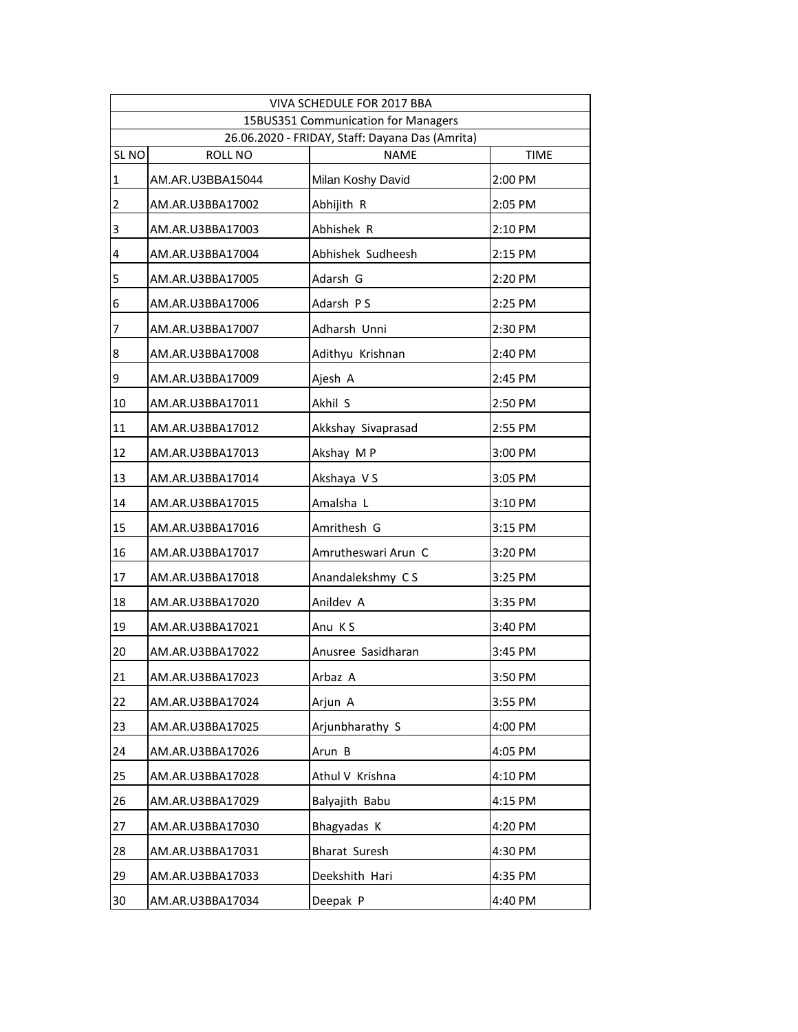| VIVA SCHEDULE FOR 2017 BBA | | | |
|---|---|---|---|
| 15BUS351 Communication for Managers | | | |
| 26.06.2020 - FRIDAY, Staff: Dayana Das (Amrita) | | | |
| SL NO | ROLL NO | NAME | TIME |
| 1 | AM.AR.U3BBA15044 | Milan Koshy David | 2:00 PM |
| 2 | AM.AR.U3BBA17002 | Abhijith R | 2:05 PM |
| 3 | AM.AR.U3BBA17003 | Abhishek R | 2:10 PM |
| 4 | AM.AR.U3BBA17004 | Abhishek Sudheesh | 2:15 PM |
| 5 | AM.AR.U3BBA17005 | Adarsh G | 2:20 PM |
| 6 | AM.AR.U3BBA17006 | Adarsh P S | 2:25 PM |
| 7 | AM.AR.U3BBA17007 | Adharsh Unni | 2:30 PM |
| 8 | AM.AR.U3BBA17008 | Adithyu Krishnan | 2:40 PM |
| 9 | AM.AR.U3BBA17009 | Ajesh A | 2:45 PM |
| 10 | AM.AR.U3BBA17011 | Akhil S | 2:50 PM |
| 11 | AM.AR.U3BBA17012 | Akkshay Sivaprasad | 2:55 PM |
| 12 | AM.AR.U3BBA17013 | Akshay M P | 3:00 PM |
| 13 | AM.AR.U3BBA17014 | Akshaya V S | 3:05 PM |
| 14 | AM.AR.U3BBA17015 | Amalsha L | 3:10 PM |
| 15 | AM.AR.U3BBA17016 | Amrithesh G | 3:15 PM |
| 16 | AM.AR.U3BBA17017 | Amrutheswari Arun C | 3:20 PM |
| 17 | AM.AR.U3BBA17018 | Anandalekshmy C S | 3:25 PM |
| 18 | AM.AR.U3BBA17020 | Anildev A | 3:35 PM |
| 19 | AM.AR.U3BBA17021 | Anu K S | 3:40 PM |
| 20 | AM.AR.U3BBA17022 | Anusree Sasidharan | 3:45 PM |
| 21 | AM.AR.U3BBA17023 | Arbaz A | 3:50 PM |
| 22 | AM.AR.U3BBA17024 | Arjun A | 3:55 PM |
| 23 | AM.AR.U3BBA17025 | Arjunbharathy S | 4:00 PM |
| 24 | AM.AR.U3BBA17026 | Arun B | 4:05 PM |
| 25 | AM.AR.U3BBA17028 | Athul V Krishna | 4:10 PM |
| 26 | AM.AR.U3BBA17029 | Balyajith Babu | 4:15 PM |
| 27 | AM.AR.U3BBA17030 | Bhagyadas K | 4:20 PM |
| 28 | AM.AR.U3BBA17031 | Bharat Suresh | 4:30 PM |
| 29 | AM.AR.U3BBA17033 | Deekshith Hari | 4:35 PM |
| 30 | AM.AR.U3BBA17034 | Deepak P | 4:40 PM |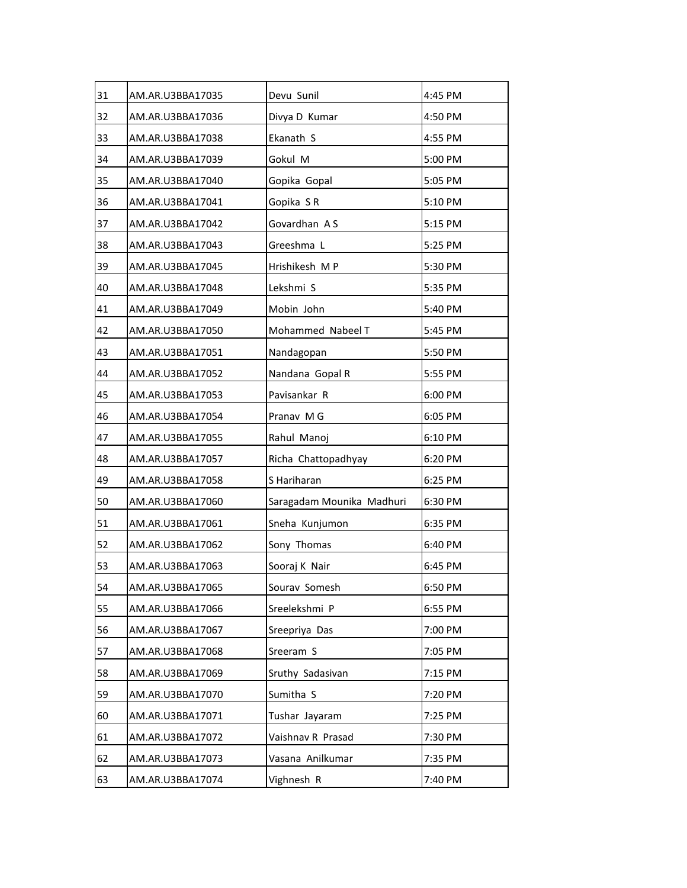| 31 | AM.AR.U3BBA17035 | Devu Sunil | 4:45 PM |
|---|---|---|---|
| 32 | AM.AR.U3BBA17036 | Divya D Kumar | 4:50 PM |
| 33 | AM.AR.U3BBA17038 | Ekanath S | 4:55 PM |
| 34 | AM.AR.U3BBA17039 | Gokul M | 5:00 PM |
| 35 | AM.AR.U3BBA17040 | Gopika Gopal | 5:05 PM |
| 36 | AM.AR.U3BBA17041 | Gopika S R | 5:10 PM |
| 37 | AM.AR.U3BBA17042 | Govardhan A S | 5:15 PM |
| 38 | AM.AR.U3BBA17043 | Greeshma L | 5:25 PM |
| 39 | AM.AR.U3BBA17045 | Hrishikesh M P | 5:30 PM |
| 40 | AM.AR.U3BBA17048 | Lekshmi S | 5:35 PM |
| 41 | AM.AR.U3BBA17049 | Mobin John | 5:40 PM |
| 42 | AM.AR.U3BBA17050 | Mohammed Nabeel T | 5:45 PM |
| 43 | AM.AR.U3BBA17051 | Nandagopan | 5:50 PM |
| 44 | AM.AR.U3BBA17052 | Nandana Gopal R | 5:55 PM |
| 45 | AM.AR.U3BBA17053 | Pavisankar R | 6:00 PM |
| 46 | AM.AR.U3BBA17054 | Pranav M G | 6:05 PM |
| 47 | AM.AR.U3BBA17055 | Rahul Manoj | 6:10 PM |
| 48 | AM.AR.U3BBA17057 | Richa Chattopadhyay | 6:20 PM |
| 49 | AM.AR.U3BBA17058 | S Hariharan | 6:25 PM |
| 50 | AM.AR.U3BBA17060 | Saragadam Mounika Madhuri | 6:30 PM |
| 51 | AM.AR.U3BBA17061 | Sneha Kunjumon | 6:35 PM |
| 52 | AM.AR.U3BBA17062 | Sony Thomas | 6:40 PM |
| 53 | AM.AR.U3BBA17063 | Sooraj K Nair | 6:45 PM |
| 54 | AM.AR.U3BBA17065 | Sourav Somesh | 6:50 PM |
| 55 | AM.AR.U3BBA17066 | Sreelekshmi P | 6:55 PM |
| 56 | AM.AR.U3BBA17067 | Sreepriya Das | 7:00 PM |
| 57 | AM.AR.U3BBA17068 | Sreeram S | 7:05 PM |
| 58 | AM.AR.U3BBA17069 | Sruthy Sadasivan | 7:15 PM |
| 59 | AM.AR.U3BBA17070 | Sumitha S | 7:20 PM |
| 60 | AM.AR.U3BBA17071 | Tushar Jayaram | 7:25 PM |
| 61 | AM.AR.U3BBA17072 | Vaishnav R Prasad | 7:30 PM |
| 62 | AM.AR.U3BBA17073 | Vasana Anilkumar | 7:35 PM |
| 63 | AM.AR.U3BBA17074 | Vighnesh R | 7:40 PM |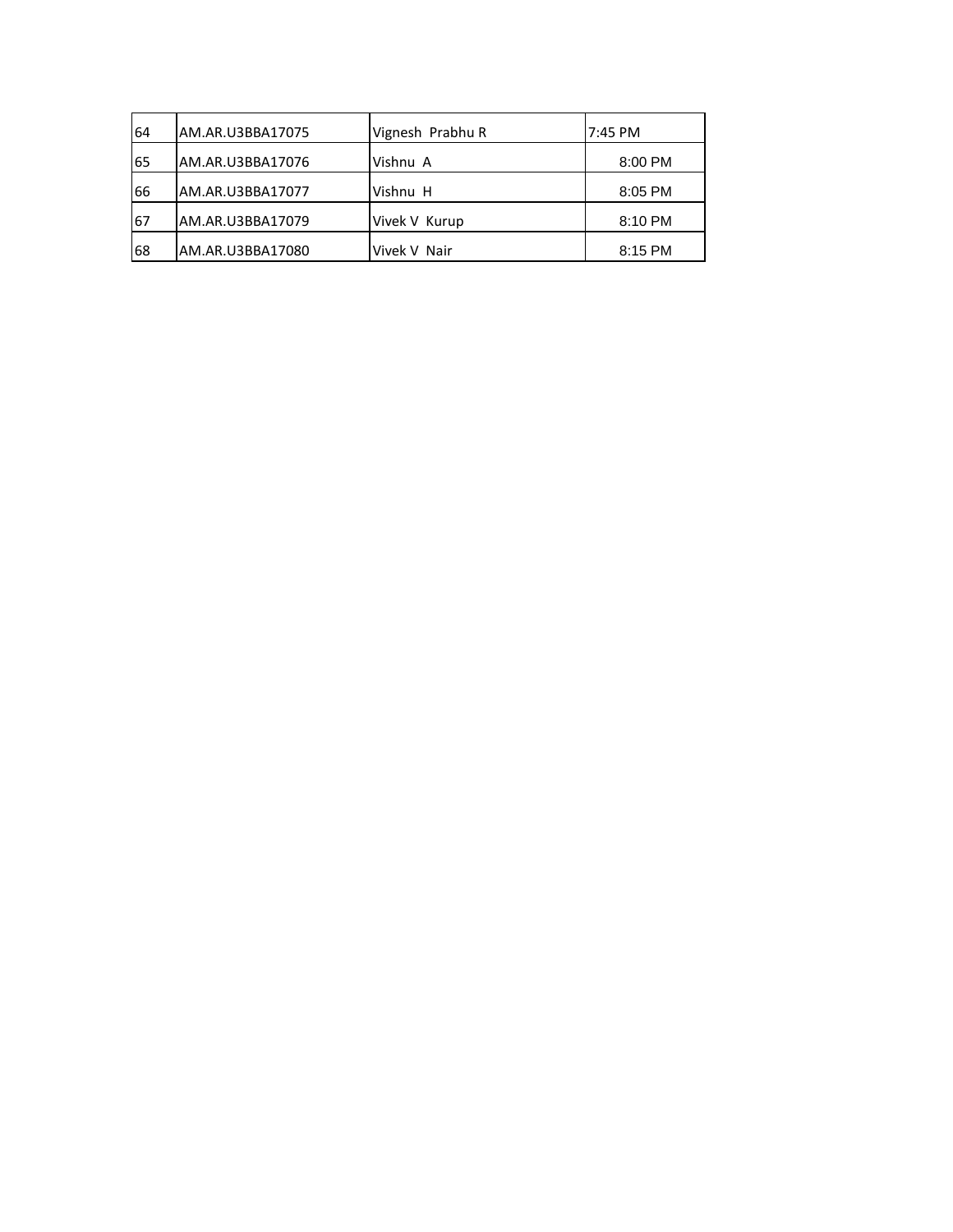| 64 | AM.AR.U3BBA17075 | Vignesh Prabhu R | 7:45 PM |
|---|---|---|---|
| 65 | AM.AR.U3BBA17076 | Vishnu A | 8:00 PM |
| 66 | AM.AR.U3BBA17077 | Vishnu H | 8:05 PM |
| 67 | AM.AR.U3BBA17079 | Vivek V Kurup | 8:10 PM |
| 68 | AM.AR.U3BBA17080 | Vivek V Nair | 8:15 PM |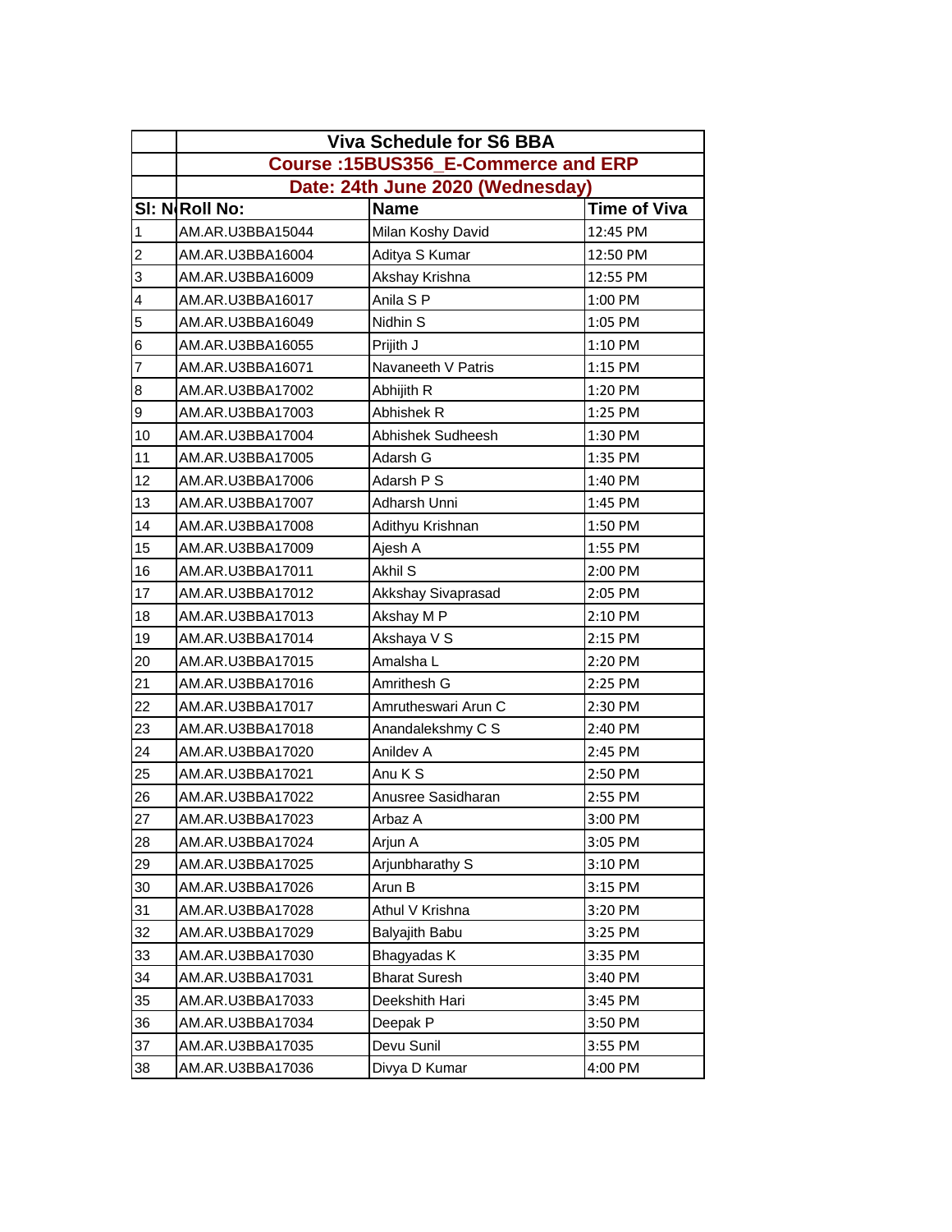| | Viva Schedule for S6 BBA | | |
|---|---|---|---|
| | Course :15BUS356_E-Commerce and ERP | | |
| | Date: 24th June 2020 (Wednesday) | | |
| Sl: No | Roll No: | Name | Time of Viva |
| 1 | AM.AR.U3BBA15044 | Milan Koshy David | 12:45 PM |
| 2 | AM.AR.U3BBA16004 | Aditya S Kumar | 12:50 PM |
| 3 | AM.AR.U3BBA16009 | Akshay Krishna | 12:55 PM |
| 4 | AM.AR.U3BBA16017 | Anila S P | 1:00 PM |
| 5 | AM.AR.U3BBA16049 | Nidhin S | 1:05 PM |
| 6 | AM.AR.U3BBA16055 | Prijith J | 1:10 PM |
| 7 | AM.AR.U3BBA16071 | Navaneeth V Patris | 1:15 PM |
| 8 | AM.AR.U3BBA17002 | Abhijith R | 1:20 PM |
| 9 | AM.AR.U3BBA17003 | Abhishek R | 1:25 PM |
| 10 | AM.AR.U3BBA17004 | Abhishek Sudheesh | 1:30 PM |
| 11 | AM.AR.U3BBA17005 | Adarsh G | 1:35 PM |
| 12 | AM.AR.U3BBA17006 | Adarsh P S | 1:40 PM |
| 13 | AM.AR.U3BBA17007 | Adharsh Unni | 1:45 PM |
| 14 | AM.AR.U3BBA17008 | Adithyu Krishnan | 1:50 PM |
| 15 | AM.AR.U3BBA17009 | Ajesh A | 1:55 PM |
| 16 | AM.AR.U3BBA17011 | Akhil S | 2:00 PM |
| 17 | AM.AR.U3BBA17012 | Akkshay Sivaprasad | 2:05 PM |
| 18 | AM.AR.U3BBA17013 | Akshay M P | 2:10 PM |
| 19 | AM.AR.U3BBA17014 | Akshaya V S | 2:15 PM |
| 20 | AM.AR.U3BBA17015 | Amalsha L | 2:20 PM |
| 21 | AM.AR.U3BBA17016 | Amrithesh G | 2:25 PM |
| 22 | AM.AR.U3BBA17017 | Amrutheswari Arun C | 2:30 PM |
| 23 | AM.AR.U3BBA17018 | Anandalekshmy C S | 2:40 PM |
| 24 | AM.AR.U3BBA17020 | Anildev A | 2:45 PM |
| 25 | AM.AR.U3BBA17021 | Anu K S | 2:50 PM |
| 26 | AM.AR.U3BBA17022 | Anusree Sasidharan | 2:55 PM |
| 27 | AM.AR.U3BBA17023 | Arbaz A | 3:00 PM |
| 28 | AM.AR.U3BBA17024 | Arjun A | 3:05 PM |
| 29 | AM.AR.U3BBA17025 | Arjunbharathy S | 3:10 PM |
| 30 | AM.AR.U3BBA17026 | Arun B | 3:15 PM |
| 31 | AM.AR.U3BBA17028 | Athul V Krishna | 3:20 PM |
| 32 | AM.AR.U3BBA17029 | Balyajith Babu | 3:25 PM |
| 33 | AM.AR.U3BBA17030 | Bhagyadas K | 3:35 PM |
| 34 | AM.AR.U3BBA17031 | Bharat Suresh | 3:40 PM |
| 35 | AM.AR.U3BBA17033 | Deekshith Hari | 3:45 PM |
| 36 | AM.AR.U3BBA17034 | Deepak P | 3:50 PM |
| 37 | AM.AR.U3BBA17035 | Devu Sunil | 3:55 PM |
| 38 | AM.AR.U3BBA17036 | Divya D Kumar | 4:00 PM |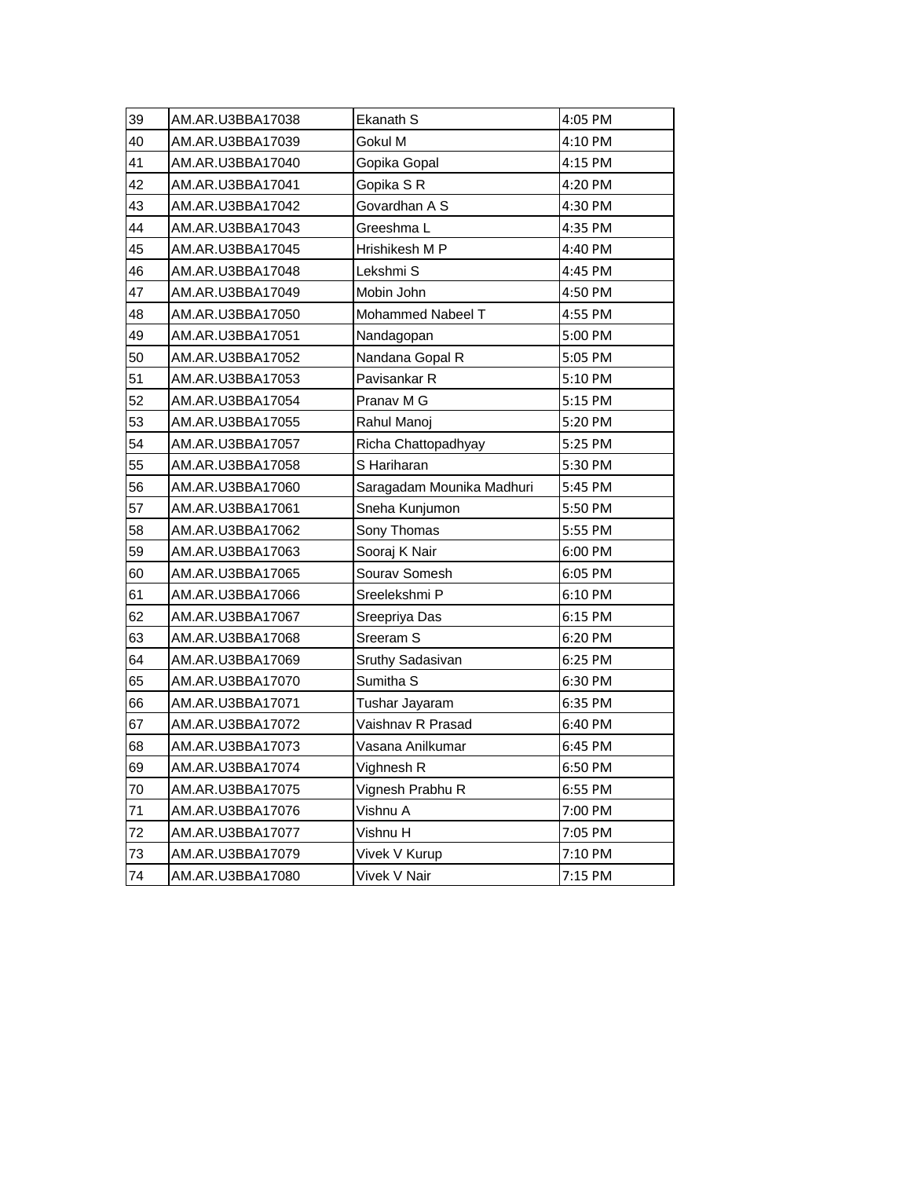| 39 | AM.AR.U3BBA17038 | Ekanath S | 4:05 PM |
|---|---|---|---|
| 40 | AM.AR.U3BBA17039 | Gokul M | 4:10 PM |
| 41 | AM.AR.U3BBA17040 | Gopika Gopal | 4:15 PM |
| 42 | AM.AR.U3BBA17041 | Gopika S R | 4:20 PM |
| 43 | AM.AR.U3BBA17042 | Govardhan A S | 4:30 PM |
| 44 | AM.AR.U3BBA17043 | Greeshma L | 4:35 PM |
| 45 | AM.AR.U3BBA17045 | Hrishikesh M P | 4:40 PM |
| 46 | AM.AR.U3BBA17048 | Lekshmi S | 4:45 PM |
| 47 | AM.AR.U3BBA17049 | Mobin John | 4:50 PM |
| 48 | AM.AR.U3BBA17050 | Mohammed Nabeel T | 4:55 PM |
| 49 | AM.AR.U3BBA17051 | Nandagopan | 5:00 PM |
| 50 | AM.AR.U3BBA17052 | Nandana Gopal R | 5:05 PM |
| 51 | AM.AR.U3BBA17053 | Pavisankar R | 5:10 PM |
| 52 | AM.AR.U3BBA17054 | Pranav M G | 5:15 PM |
| 53 | AM.AR.U3BBA17055 | Rahul Manoj | 5:20 PM |
| 54 | AM.AR.U3BBA17057 | Richa Chattopadhyay | 5:25 PM |
| 55 | AM.AR.U3BBA17058 | S Hariharan | 5:30 PM |
| 56 | AM.AR.U3BBA17060 | Saragadam Mounika Madhuri | 5:45 PM |
| 57 | AM.AR.U3BBA17061 | Sneha Kunjumon | 5:50 PM |
| 58 | AM.AR.U3BBA17062 | Sony Thomas | 5:55 PM |
| 59 | AM.AR.U3BBA17063 | Sooraj K Nair | 6:00 PM |
| 60 | AM.AR.U3BBA17065 | Sourav Somesh | 6:05 PM |
| 61 | AM.AR.U3BBA17066 | Sreelekshmi P | 6:10 PM |
| 62 | AM.AR.U3BBA17067 | Sreepriya Das | 6:15 PM |
| 63 | AM.AR.U3BBA17068 | Sreeram S | 6:20 PM |
| 64 | AM.AR.U3BBA17069 | Sruthy Sadasivan | 6:25 PM |
| 65 | AM.AR.U3BBA17070 | Sumitha S | 6:30 PM |
| 66 | AM.AR.U3BBA17071 | Tushar Jayaram | 6:35 PM |
| 67 | AM.AR.U3BBA17072 | Vaishnav R Prasad | 6:40 PM |
| 68 | AM.AR.U3BBA17073 | Vasana Anilkumar | 6:45 PM |
| 69 | AM.AR.U3BBA17074 | Vighnesh R | 6:50 PM |
| 70 | AM.AR.U3BBA17075 | Vignesh Prabhu R | 6:55 PM |
| 71 | AM.AR.U3BBA17076 | Vishnu A | 7:00 PM |
| 72 | AM.AR.U3BBA17077 | Vishnu H | 7:05 PM |
| 73 | AM.AR.U3BBA17079 | Vivek V Kurup | 7:10 PM |
| 74 | AM.AR.U3BBA17080 | Vivek V Nair | 7:15 PM |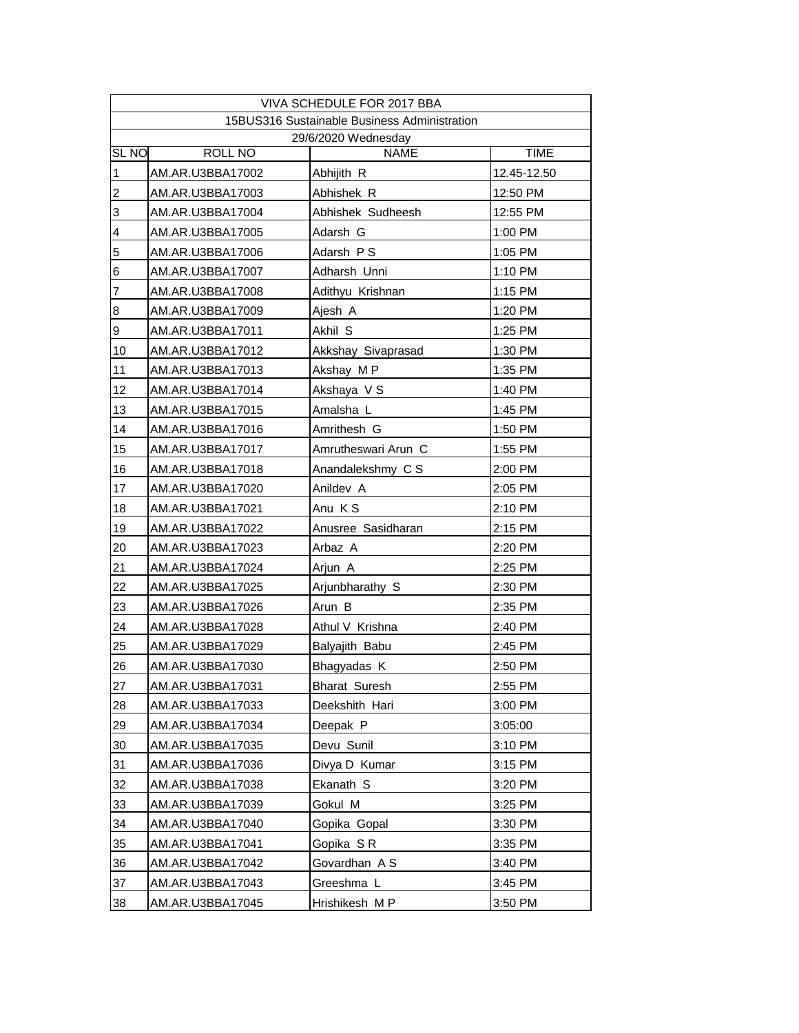| VIVA SCHEDULE FOR 2017 BBA | | | |
|---|---|---|---|
| 15BUS316 Sustainable Business Administration | | | |
| 29/6/2020 Wednesday | | | |
| SL NO | ROLL NO | NAME | TIME |
| 1 | AM.AR.U3BBA17002 | Abhijith R | 12.45-12.50 |
| 2 | AM.AR.U3BBA17003 | Abhishek R | 12:50 PM |
| 3 | AM.AR.U3BBA17004 | Abhishek Sudheesh | 12:55 PM |
| 4 | AM.AR.U3BBA17005 | Adarsh G | 1:00 PM |
| 5 | AM.AR.U3BBA17006 | Adarsh P S | 1:05 PM |
| 6 | AM.AR.U3BBA17007 | Adharsh Unni | 1:10 PM |
| 7 | AM.AR.U3BBA17008 | Adithyu Krishnan | 1:15 PM |
| 8 | AM.AR.U3BBA17009 | Ajesh A | 1:20 PM |
| 9 | AM.AR.U3BBA17011 | Akhil S | 1:25 PM |
| 10 | AM.AR.U3BBA17012 | Akkshay Sivaprasad | 1:30 PM |
| 11 | AM.AR.U3BBA17013 | Akshay M P | 1:35 PM |
| 12 | AM.AR.U3BBA17014 | Akshaya V S | 1:40 PM |
| 13 | AM.AR.U3BBA17015 | Amalsha L | 1:45 PM |
| 14 | AM.AR.U3BBA17016 | Amrithesh G | 1:50 PM |
| 15 | AM.AR.U3BBA17017 | Amrutheswari Arun C | 1:55 PM |
| 16 | AM.AR.U3BBA17018 | Anandalekshmy C S | 2:00 PM |
| 17 | AM.AR.U3BBA17020 | Anildev A | 2:05 PM |
| 18 | AM.AR.U3BBA17021 | Anu K S | 2:10 PM |
| 19 | AM.AR.U3BBA17022 | Anusree Sasidharan | 2:15 PM |
| 20 | AM.AR.U3BBA17023 | Arbaz A | 2:20 PM |
| 21 | AM.AR.U3BBA17024 | Arjun A | 2:25 PM |
| 22 | AM.AR.U3BBA17025 | Arjunbharathy S | 2:30 PM |
| 23 | AM.AR.U3BBA17026 | Arun B | 2:35 PM |
| 24 | AM.AR.U3BBA17028 | Athul V Krishna | 2:40 PM |
| 25 | AM.AR.U3BBA17029 | Balyajith Babu | 2:45 PM |
| 26 | AM.AR.U3BBA17030 | Bhagyadas K | 2:50 PM |
| 27 | AM.AR.U3BBA17031 | Bharat Suresh | 2:55 PM |
| 28 | AM.AR.U3BBA17033 | Deekshith Hari | 3:00 PM |
| 29 | AM.AR.U3BBA17034 | Deepak P | 3:05:00 |
| 30 | AM.AR.U3BBA17035 | Devu Sunil | 3:10 PM |
| 31 | AM.AR.U3BBA17036 | Divya D Kumar | 3:15 PM |
| 32 | AM.AR.U3BBA17038 | Ekanath S | 3:20 PM |
| 33 | AM.AR.U3BBA17039 | Gokul M | 3:25 PM |
| 34 | AM.AR.U3BBA17040 | Gopika Gopal | 3:30 PM |
| 35 | AM.AR.U3BBA17041 | Gopika S R | 3:35 PM |
| 36 | AM.AR.U3BBA17042 | Govardhan A S | 3:40 PM |
| 37 | AM.AR.U3BBA17043 | Greeshma L | 3:45 PM |
| 38 | AM.AR.U3BBA17045 | Hrishikesh M P | 3:50 PM |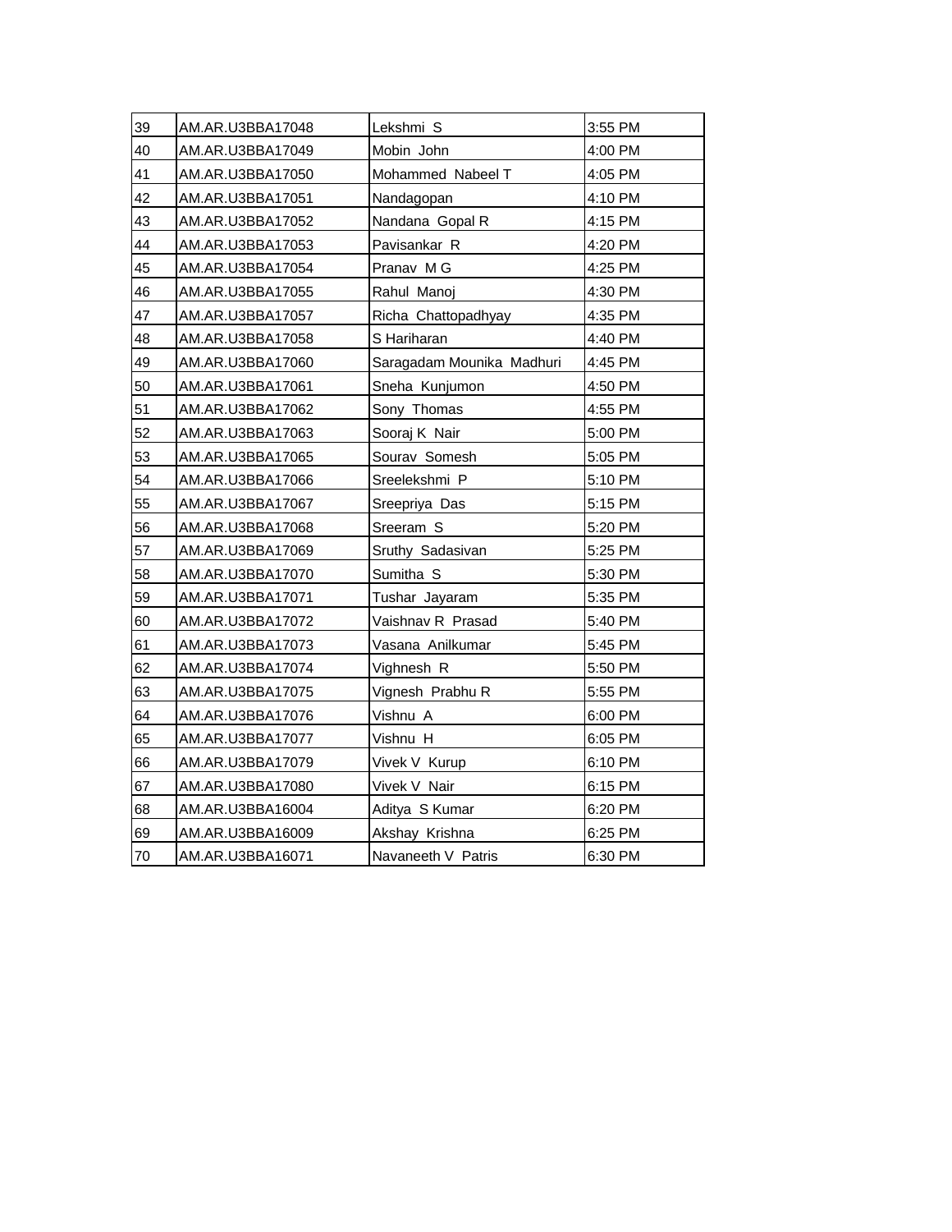| | | | |
|---|---|---|---|
| 39 | AM.AR.U3BBA17048 | Lekshmi S | 3:55 PM |
| 40 | AM.AR.U3BBA17049 | Mobin John | 4:00 PM |
| 41 | AM.AR.U3BBA17050 | Mohammed Nabeel T | 4:05 PM |
| 42 | AM.AR.U3BBA17051 | Nandagopan | 4:10 PM |
| 43 | AM.AR.U3BBA17052 | Nandana Gopal R | 4:15 PM |
| 44 | AM.AR.U3BBA17053 | Pavisankar R | 4:20 PM |
| 45 | AM.AR.U3BBA17054 | Pranav M G | 4:25 PM |
| 46 | AM.AR.U3BBA17055 | Rahul Manoj | 4:30 PM |
| 47 | AM.AR.U3BBA17057 | Richa Chattopadhyay | 4:35 PM |
| 48 | AM.AR.U3BBA17058 | S Hariharan | 4:40 PM |
| 49 | AM.AR.U3BBA17060 | Saragadam Mounika Madhuri | 4:45 PM |
| 50 | AM.AR.U3BBA17061 | Sneha Kunjumon | 4:50 PM |
| 51 | AM.AR.U3BBA17062 | Sony Thomas | 4:55 PM |
| 52 | AM.AR.U3BBA17063 | Sooraj K Nair | 5:00 PM |
| 53 | AM.AR.U3BBA17065 | Sourav Somesh | 5:05 PM |
| 54 | AM.AR.U3BBA17066 | Sreelekshmi P | 5:10 PM |
| 55 | AM.AR.U3BBA17067 | Sreepriya Das | 5:15 PM |
| 56 | AM.AR.U3BBA17068 | Sreeram S | 5:20 PM |
| 57 | AM.AR.U3BBA17069 | Sruthy Sadasivan | 5:25 PM |
| 58 | AM.AR.U3BBA17070 | Sumitha S | 5:30 PM |
| 59 | AM.AR.U3BBA17071 | Tushar Jayaram | 5:35 PM |
| 60 | AM.AR.U3BBA17072 | Vaishnav R Prasad | 5:40 PM |
| 61 | AM.AR.U3BBA17073 | Vasana Anilkumar | 5:45 PM |
| 62 | AM.AR.U3BBA17074 | Vighnesh R | 5:50 PM |
| 63 | AM.AR.U3BBA17075 | Vignesh Prabhu R | 5:55 PM |
| 64 | AM.AR.U3BBA17076 | Vishnu A | 6:00 PM |
| 65 | AM.AR.U3BBA17077 | Vishnu H | 6:05 PM |
| 66 | AM.AR.U3BBA17079 | Vivek V Kurup | 6:10 PM |
| 67 | AM.AR.U3BBA17080 | Vivek V Nair | 6:15 PM |
| 68 | AM.AR.U3BBA16004 | Aditya S Kumar | 6:20 PM |
| 69 | AM.AR.U3BBA16009 | Akshay Krishna | 6:25 PM |
| 70 | AM.AR.U3BBA16071 | Navaneeth V Patris | 6:30 PM |